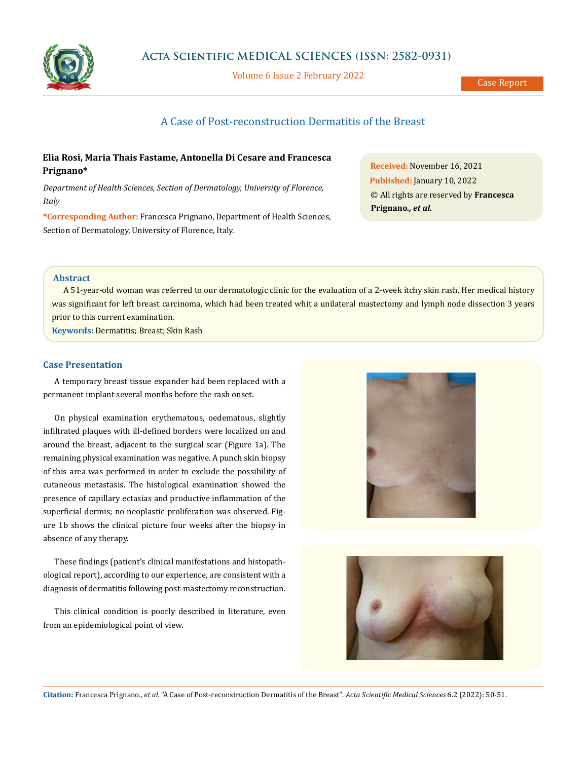# A Case of Post-reconstruction Dermatitis of the Breast

**Elia Rosi, Maria Thais Fastame, Antonella Di Cesare and Francesca Prignano***

*Department of Health Sciences, Section of Dermatology, University of Florence, Italy*

**\*Corresponding Author:** Francesca Prignano, Department of Health Sciences, Section of Dermatology, University of Florence, Italy.

**Received:** November 16, 2021
**Published:** January 10, 2022
© All rights are reserved by **Francesca Prignano., *et al.***

## Abstract

A 51-year-old woman was referred to our dermatologic clinic for the evaluation of a 2-week itchy skin rash. Her medical history was significant for left breast carcinoma, which had been treated whit a unilateral mastectomy and lymph node dissection 3 years prior to this current examination.

**Keywords:** Dermatitis; Breast; Skin Rash

## Case Presentation

A temporary breast tissue expander had been replaced with a permanent implant several months before the rash onset.

On physical examination erythematous, oedematous, slightly infiltrated plaques with ill-defined borders were localized on and around the breast, adjacent to the surgical scar (Figure 1a). The remaining physical examination was negative. A punch skin biopsy of this area was performed in order to exclude the possibility of cutaneous metastasis. The histological examination showed the presence of capillary ectasias and productive inflammation of the superficial dermis; no neoplastic proliferation was observed. Figure 1b shows the clinical picture four weeks after the biopsy in absence of any therapy.

These findings (patient's clinical manifestations and histopathological report), according to our experience, are consistent with a diagnosis of dermatitis following post-mastectomy reconstruction.

This clinical condition is poorly described in literature, even from an epidemiological point of view.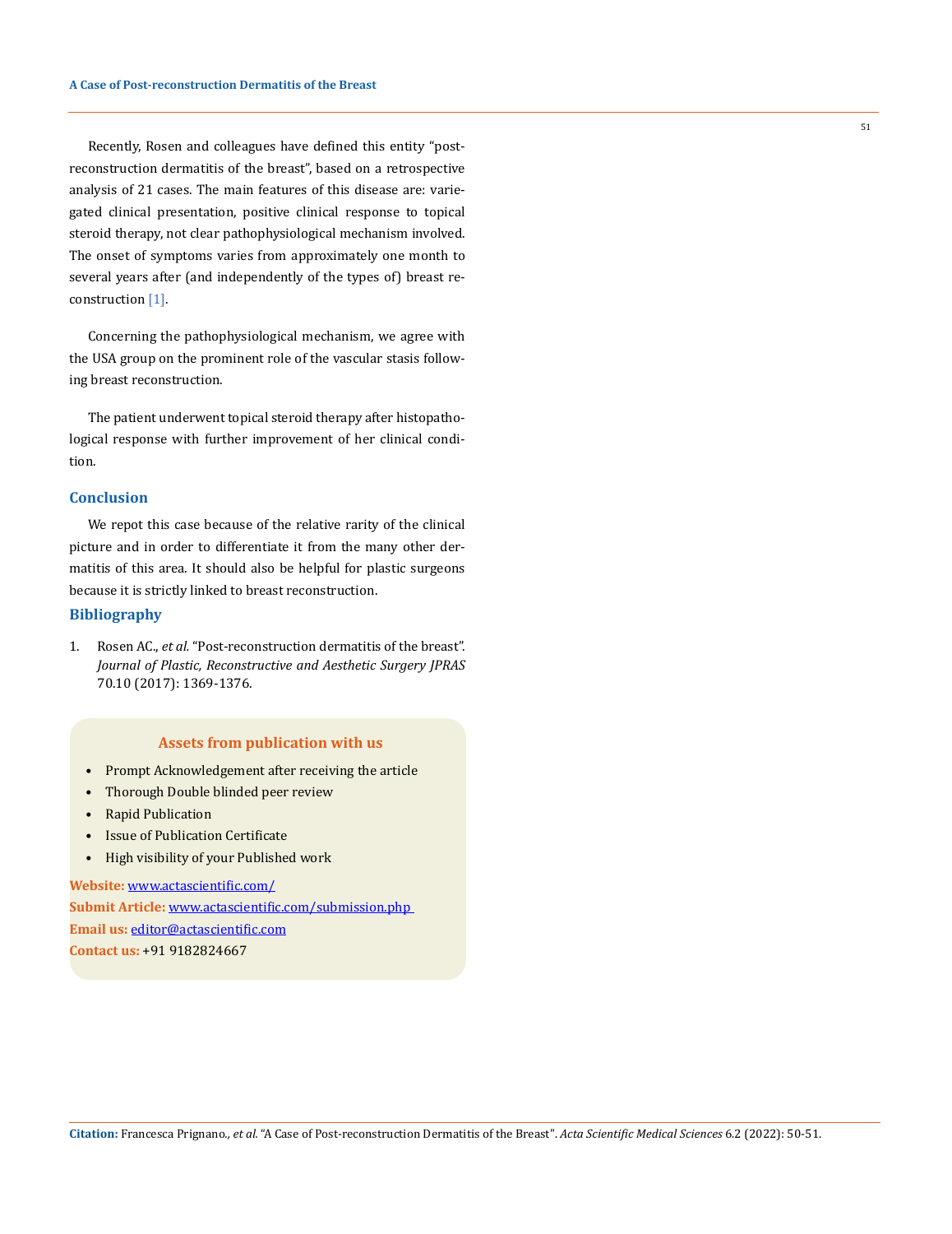Recently, Rosen and colleagues have defined this entity "post-reconstruction dermatitis of the breast", based on a retrospective analysis of 21 cases. The main features of this disease are: variegated clinical presentation, positive clinical response to topical steroid therapy, not clear pathophysiological mechanism involved. The onset of symptoms varies from approximately one month to several years after (and independently of the types of) breast reconstruction [1].

Concerning the pathophysiological mechanism, we agree with the USA group on the prominent role of the vascular stasis following breast reconstruction.

The patient underwent topical steroid therapy after histopathological response with further improvement of her clinical condition.

## Conclusion

We repot this case because of the relative rarity of the clinical picture and in order to differentiate it from the many other dermatitis of this area. It should also be helpful for plastic surgeons because it is strictly linked to breast reconstruction.

## Bibliography

1. Rosen AC., *et al.* "Post-reconstruction dermatitis of the breast". *Journal of Plastic, Reconstructive and Aesthetic Surgery JPRAS* 70.10 (2017): 1369-1376.

**Assets from publication with us**

- Prompt Acknowledgement after receiving the article
- Thorough Double blinded peer review
- Rapid Publication
- Issue of Publication Certificate
- High visibility of your Published work

**Website:** www.actascientific.com/
**Submit Article:** www.actascientific.com/submission.php
**Email us:** editor@actascientific.com
**Contact us:** +91 9182824667